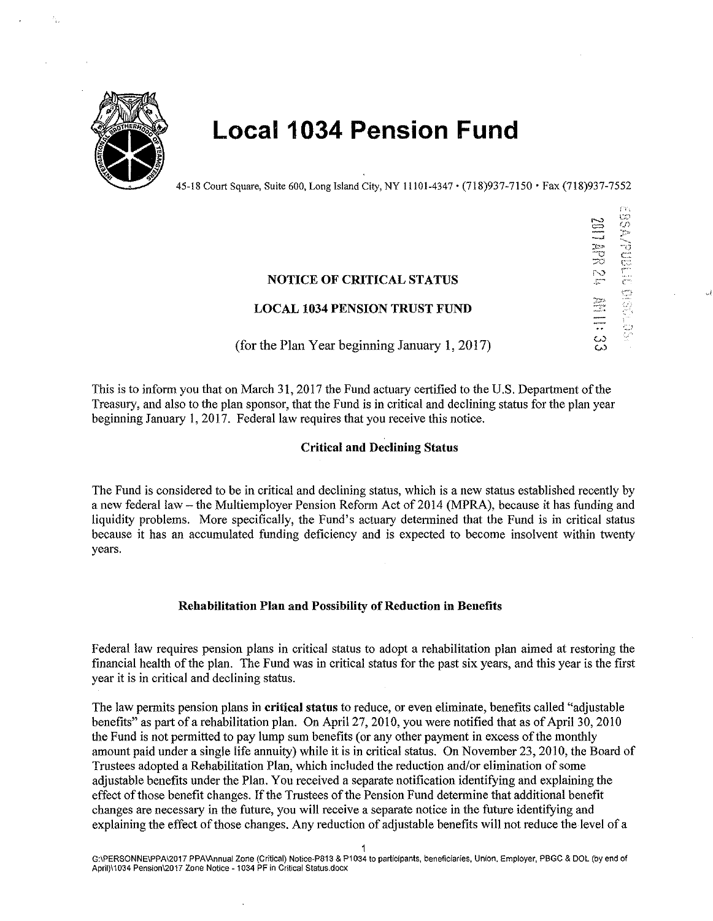# Local 1034 Pension Fund

45-18 Court Square, Suite 600, Long Island City, NY 11101-4347 • (718)937-7150 • Fax (718)937-7552

**NOTICE OF CRITICAL STATUS**

**LOCAL 1034 PENSION TRUST FUND**

(for the Plan Year beginning January 1, 2017)

This is to inform you that on March 31, 2017 the Fund actuary certified to the U.S. Department of the Treasury, and also to the plan sponsor, that the Fund is in critical and declining status for the plan year beginning January 1, 2017. Federal law requires that you receive this notice.

### Critical and Declining Status

The Fund is considered to be in critical and declining status, which is a new status established recently by a new federal law – the Multiemployer Pension Reform Act of 2014 (MPRA), because it has funding and liquidity problems. More specifically, the Fund's actuary determined that the Fund is in critical status because it has an accumulated funding deficiency and is expected to become insolvent within twenty years.

### Rehabilitation Plan and Possibility of Reduction in Benefits

Federal law requires pension plans in critical status to adopt a rehabilitation plan aimed at restoring the financial health of the plan. The Fund was in critical status for the past six years, and this year is the first year it is in critical and declining status.

The law permits pension plans in **critical status** to reduce, or even eliminate, benefits called "adjustable benefits" as part of a rehabilitation plan. On April 27, 2010, you were notified that as of April 30, 2010 the Fund is not permitted to pay lump sum benefits (or any other payment in excess of the monthly amount paid under a single life annuity) while it is in critical status. On November 23, 2010, the Board of Trustees adopted a Rehabilitation Plan, which included the reduction and/or elimination of some adjustable benefits under the Plan. You received a separate notification identifying and explaining the effect of those benefit changes. If the Trustees of the Pension Fund determine that additional benefit changes are necessary in the future, you will receive a separate notice in the future identifying and explaining the effect of those changes. Any reduction of adjustable benefits will not reduce the level of a

G:\PERSONNE\PPA\2017 PPA\Annual Zone (Critical) Notice-P813 & P1034 to participants, beneficiaries, Union, Employer, PBGC & DOL (by end of April)\1034 Pension\2017 Zone Notice - 1034 PF in Critical Status.docx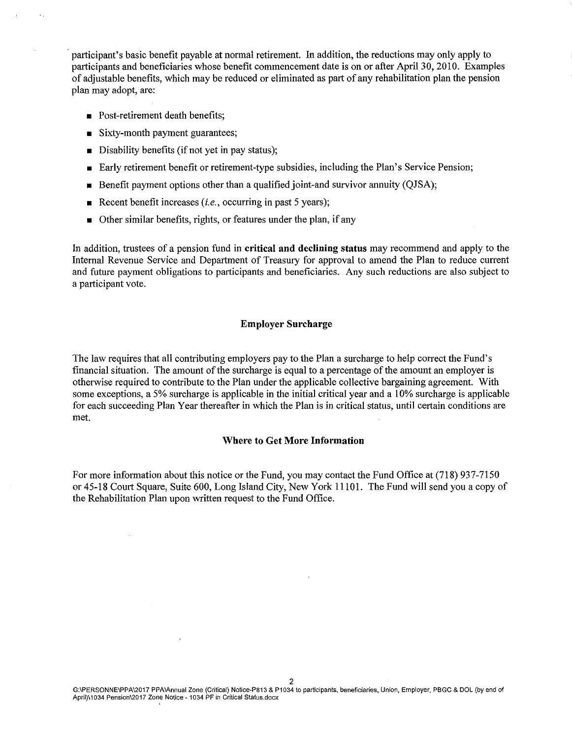participant's basic benefit payable at normal retirement. In addition, the reductions may only apply to participants and beneficiaries whose benefit commencement date is on or after April 30, 2010. Examples of adjustable benefits, which may be reduced or eliminated as part of any rehabilitation plan the pension plan may adopt, are:

- Post-retirement death benefits;
- Sixty-month payment guarantees;
- Disability benefits (if not yet in pay status);
- Early retirement benefit or retirement-type subsidies, including the Plan's Service Pension;
- Benefit payment options other than a qualified joint-and survivor annuity (QJSA);
- Recent benefit increases (*i.e.*, occurring in past 5 years);
- Other similar benefits, rights, or features under the plan, if any

In addition, trustees of a pension fund in **critical and declining status** may recommend and apply to the Internal Revenue Service and Department of Treasury for approval to amend the Plan to reduce current and future payment obligations to participants and beneficiaries. Any such reductions are also subject to a participant vote.

## Employer Surcharge

The law requires that all contributing employers pay to the Plan a surcharge to help correct the Fund's financial situation. The amount of the surcharge is equal to a percentage of the amount an employer is otherwise required to contribute to the Plan under the applicable collective bargaining agreement. With some exceptions, a 5% surcharge is applicable in the initial critical year and a 10% surcharge is applicable for each succeeding Plan Year thereafter in which the Plan is in critical status, until certain conditions are met.

## Where to Get More Information

For more information about this notice or the Fund, you may contact the Fund Office at (718) 937-7150 or 45-18 Court Square, Suite 600, Long Island City, New York 11101. The Fund will send you a copy of the Rehabilitation Plan upon written request to the Fund Office.